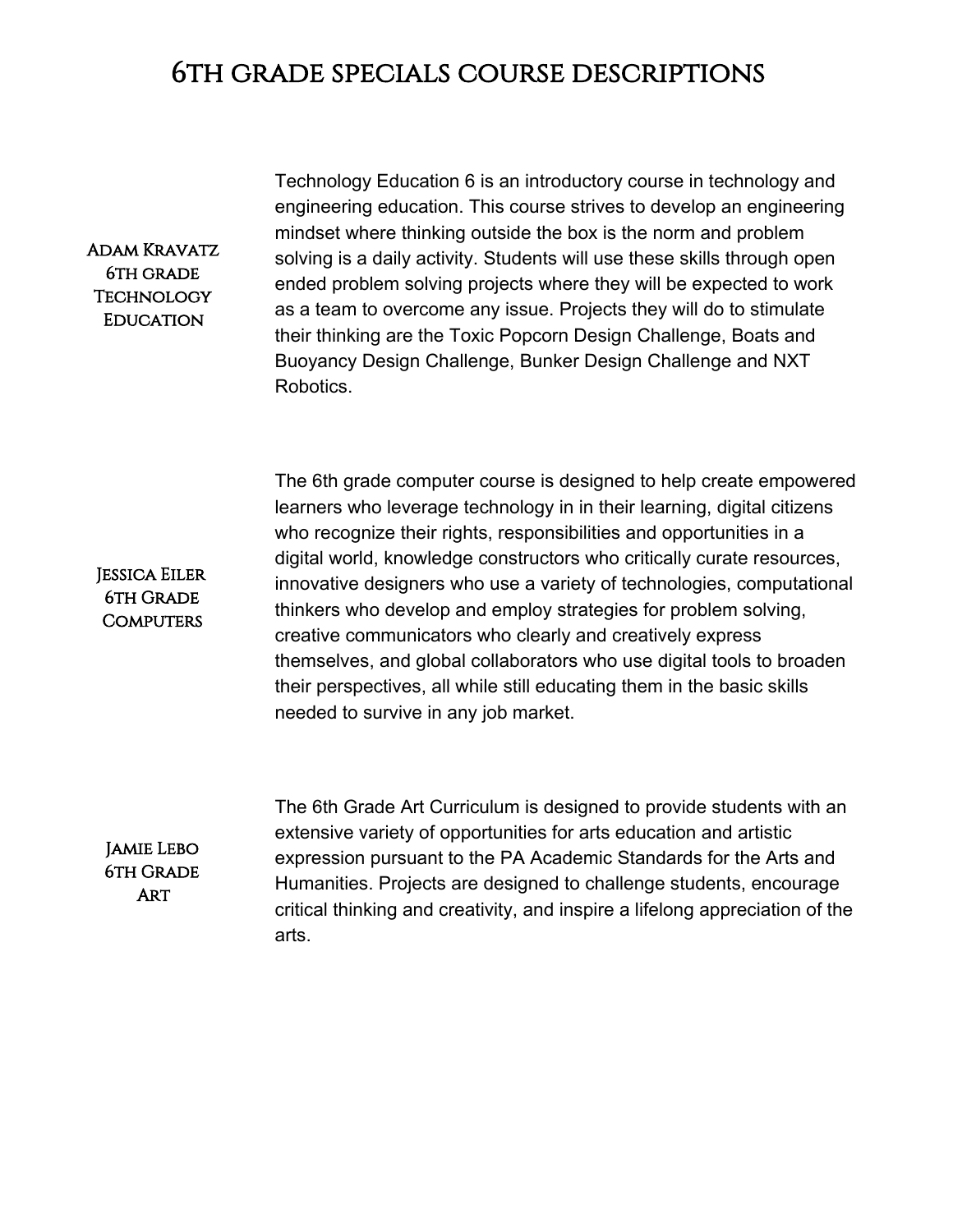# 6TH GRADE SPECIALS COURSE DESCRIPTIONS

**Adam Kravatz**
**6th grade Technology Education**

Technology Education 6 is an introductory course in technology and engineering education. This course strives to develop an engineering mindset where thinking outside the box is the norm and problem solving is a daily activity. Students will use these skills through open ended problem solving projects where they will be expected to work as a team to overcome any issue. Projects they will do to stimulate their thinking are the Toxic Popcorn Design Challenge, Boats and Buoyancy Design Challenge, Bunker Design Challenge and NXT Robotics.

**Jessica Eiler**
**6th Grade Computers**

The 6th grade computer course is designed to help create empowered learners who leverage technology in in their learning, digital citizens who recognize their rights, responsibilities and opportunities in a digital world, knowledge constructors who critically curate resources, innovative designers who use a variety of technologies, computational thinkers who develop and employ strategies for problem solving, creative communicators who clearly and creatively express themselves, and global collaborators who use digital tools to broaden their perspectives, all while still educating them in the basic skills needed to survive in any job market.

**Jamie Lebo**
**6th Grade Art**

The 6th Grade Art Curriculum is designed to provide students with an extensive variety of opportunities for arts education and artistic expression pursuant to the PA Academic Standards for the Arts and Humanities. Projects are designed to challenge students, encourage critical thinking and creativity, and inspire a lifelong appreciation of the arts.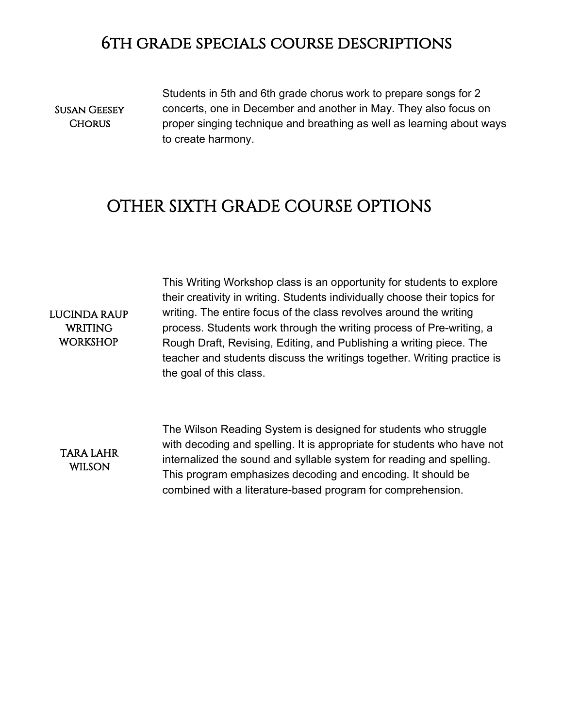# 6th Grade Specials Course Descriptions

**Susan Geesey**
**Chorus**

Students in 5th and 6th grade chorus work to prepare songs for 2 concerts, one in December and another in May. They also focus on proper singing technique and breathing as well as learning about ways to create harmony.

# Other Sixth Grade Course Options

**Lucinda Raup**
**Writing Workshop**

This Writing Workshop class is an opportunity for students to explore their creativity in writing. Students individually choose their topics for writing. The entire focus of the class revolves around the writing process. Students work through the writing process of Pre-writing, a Rough Draft, Revising, Editing, and Publishing a writing piece. The teacher and students discuss the writings together. Writing practice is the goal of this class.

**Tara Lahr**
**Wilson**

The Wilson Reading System is designed for students who struggle with decoding and spelling. It is appropriate for students who have not internalized the sound and syllable system for reading and spelling. This program emphasizes decoding and encoding. It should be combined with a literature-based program for comprehension.